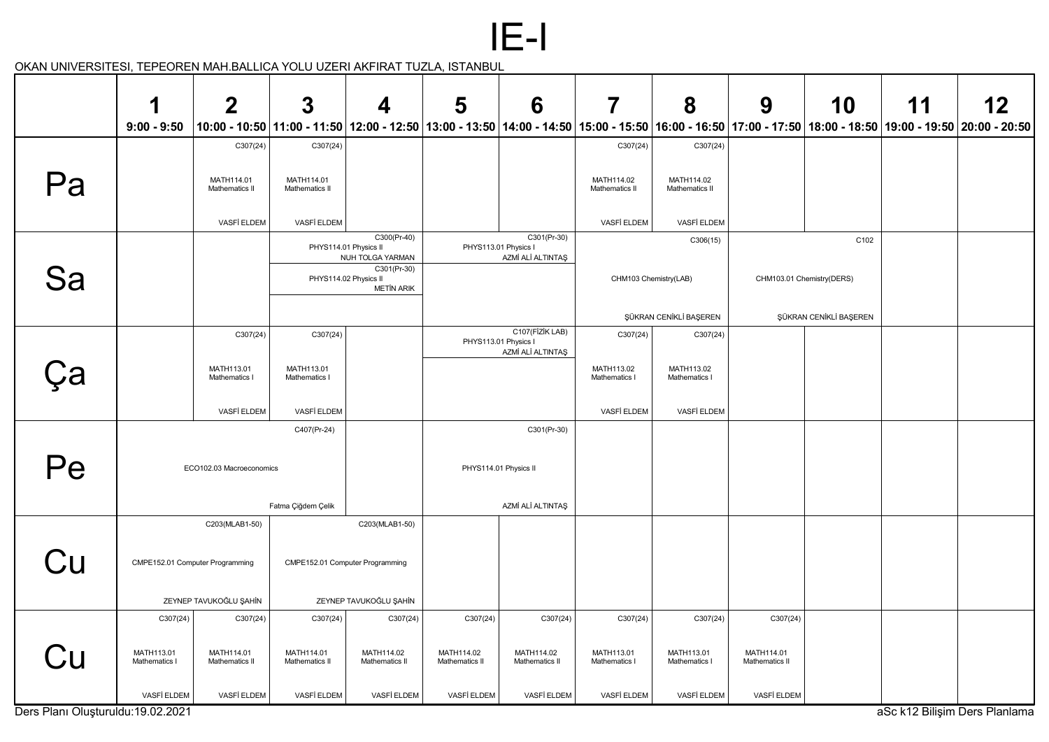# IE-I

OKAN UNIVERSITESI, TEPEOREN MAH.BALLICA YOLU UZERI AKFIRAT TUZLA, ISTANBUL

| | 1<br>9:00 - 9:50 | 2<br>10:00 - 10:50 | 3<br>11:00 - 11:50 | 4<br>12:00 - 12:50 | 5<br>13:00 - 13:50 | 6<br>14:00 - 14:50 | 7<br>15:00 - 15:50 | 8<br>16:00 - 16:50 | 9<br>17:00 - 17:50 | 10<br>18:00 - 18:50 | 11<br>19:00 - 19:50 | 12<br>20:00 - 20:50 |
|---|---|---|---|---|---|---|---|---|---|---|---|---|
| Pa | | C307(24) MATH114.01 Mathematics II VASFİ ELDEM | C307(24) MATH114.01 Mathematics II VASFİ ELDEM | | | | C307(24) MATH114.02 Mathematics II VASFİ ELDEM | C307(24) MATH114.02 Mathematics II VASFİ ELDEM | | | | |
| Sa | | | C300(Pr-40) PHYS114.01 Physics II NUH TOLGA YARMAN / C301(Pr-30) PHYS114.02 Physics II METİN ARIK | | C301(Pr-30) PHYS113.01 Physics I AZMİ ALİ ALTINTAŞ | | C306(15) CHM103 Chemistry(LAB) ŞÜKRAN CENİKLİ BAŞEREN | | C102 CHM103.01 Chemistry(DERS) ŞÜKRAN CENİKLİ BAŞEREN | | | |
| Ça | | C307(24) MATH113.01 Mathematics I VASFİ ELDEM | C307(24) MATH113.01 Mathematics I VASFİ ELDEM | | C107(FİZİK LAB) PHYS113.01 Physics I AZMİ ALİ ALTINTAŞ | | C307(24) MATH113.02 Mathematics I VASFİ ELDEM | C307(24) MATH113.02 Mathematics I VASFİ ELDEM | | | | |
| Pe | C407(Pr-24) ECO102.03 Macroeconomics Fatma Çiğdem Çelik | | | | C301(Pr-30) PHYS114.01 Physics II AZMİ ALİ ALTINTAŞ | | | | | | | |
| Cu | C203(MLAB1-50) CMPE152.01 Computer Programming ZEYNEP TAVUKOĞLU ŞAHİN | | C203(MLAB1-50) CMPE152.01 Computer Programming ZEYNEP TAVUKOĞLU ŞAHİN | | | | | | | | | |
| Cu | C307(24) MATH113.01 Mathematics I VASFİ ELDEM | C307(24) MATH114.01 Mathematics II VASFİ ELDEM | C307(24) MATH114.01 Mathematics II VASFİ ELDEM | C307(24) MATH114.02 Mathematics II VASFİ ELDEM | C307(24) MATH114.02 Mathematics II VASFİ ELDEM | C307(24) MATH114.02 Mathematics II VASFİ ELDEM | C307(24) MATH113.01 Mathematics I VASFİ ELDEM | C307(24) MATH113.01 Mathematics I VASFİ ELDEM | C307(24) MATH114.01 Mathematics II VASFİ ELDEM | | | |

Ders Planı Oluşturuldu:19.02.2021

aSc k12 Bilişim Ders Planlama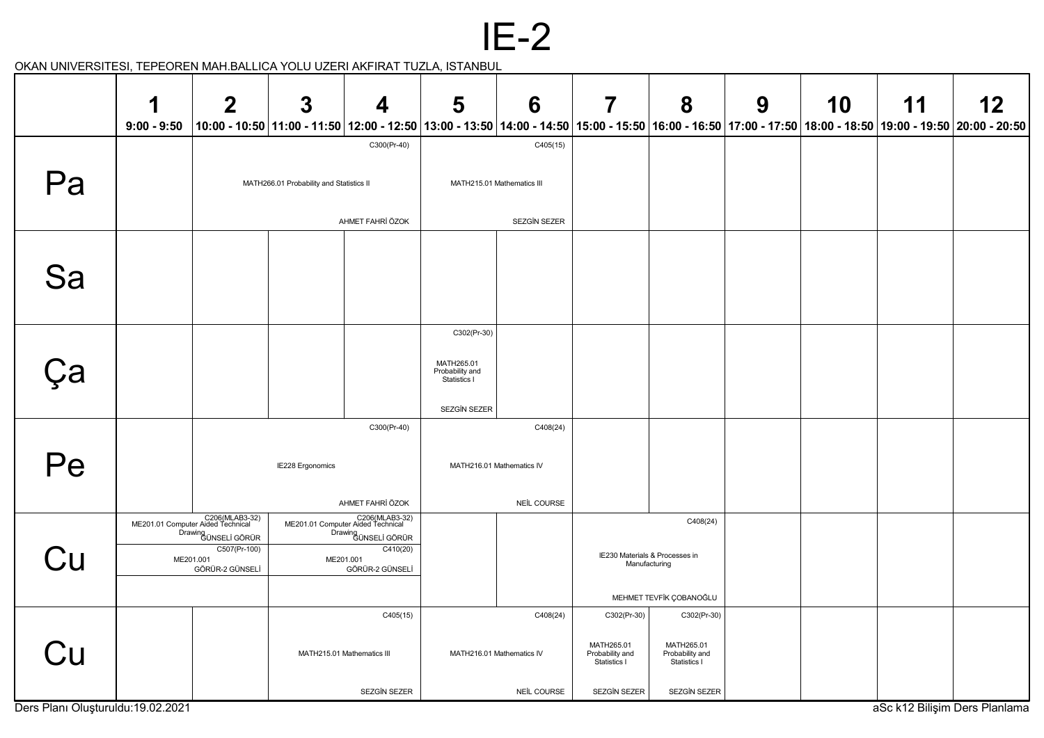# IE-2

OKAN UNIVERSITESI, TEPEOREN MAH.BALLICA YOLU UZERI AKFIRAT TUZLA, ISTANBUL

| | 1<br>9:00 - 9:50 | 2<br>10:00 - 10:50 | 3<br>11:00 - 11:50 | 4<br>12:00 - 12:50 | 5<br>13:00 - 13:50 | 6<br>14:00 - 14:50 | 7<br>15:00 - 15:50 | 8<br>16:00 - 16:50 | 9<br>17:00 - 17:50 | 10<br>18:00 - 18:50 | 11<br>19:00 - 19:50 | 12<br>20:00 - 20:50 |
|---|---|---|---|---|---|---|---|---|---|---|---|---|
| Pa | | C300(Pr-40) MATH266.01 Probability and Statistics II AHMET FAHRİ ÖZOK | | | C405(15) MATH215.01 Mathematics III SEZGİN SEZER | | | | | | | |
| Sa | | | | | | | | | | | | |
| Ça | | | | | C302(Pr-30) MATH265.01 Probability and Statistics I SEZGİN SEZER | | | | | | | |
| Pe | | C300(Pr-40) IE228 Ergonomics AHMET FAHRİ ÖZOK | | | C408(24) MATH216.01 Mathematics IV NEİL COURSE | | | | | | | |
| Cu | C206(MLAB3-32) ME201.01 Computer Aided Technical Drawing GÜNSELİ GÖRÜR / C507(Pr-100) ME201.001 GÖRÜR-2 GÜNSELİ | | C206(MLAB3-32) ME201.01 Computer Aided Technical Drawing GÜNSELİ GÖRÜR / C410(20) ME201.001 GÖRÜR-2 GÜNSELİ | | | | C408(24) IE230 Materials & Processes in Manufacturing MEHMET TEVFİK ÇOBANOĞLU | | | | | |
| Cu | | | C405(15) MATH215.01 Mathematics III SEZGİN SEZER | | C408(24) MATH216.01 Mathematics IV NEİL COURSE | | C302(Pr-30) MATH265.01 Probability and Statistics I SEZGİN SEZER | C302(Pr-30) MATH265.01 Probability and Statistics I SEZGİN SEZER | | | | |

Ders Planı Oluşturuldu:19.02.2021

aSc k12 Bilişim Ders Planlama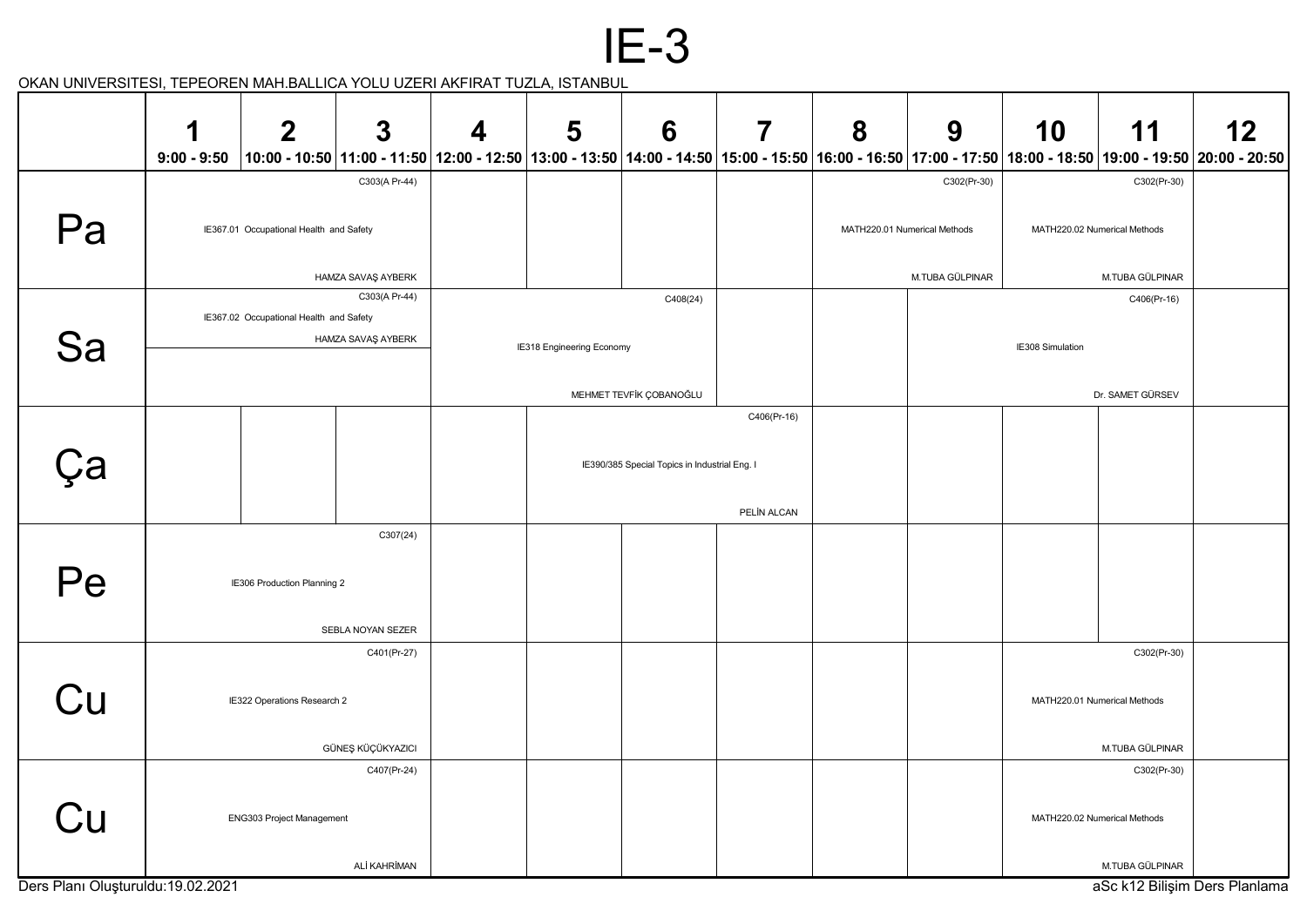# IE-3

OKAN UNIVERSITESI, TEPEOREN MAH.BALLICA YOLU UZERI AKFIRAT TUZLA, ISTANBUL

| | 1<br>9:00 - 9:50 | 2<br>10:00 - 10:50 | 3<br>11:00 - 11:50 | 4<br>12:00 - 12:50 | 5<br>13:00 - 13:50 | 6<br>14:00 - 14:50 | 7<br>15:00 - 15:50 | 8<br>16:00 - 16:50 | 9<br>17:00 - 17:50 | 10<br>18:00 - 18:50 | 11<br>19:00 - 19:50 | 12<br>20:00 - 20:50 |
|---|---|---|---|---|---|---|---|---|---|---|---|---|
| Pa | IE367.01 Occupational Health and Safety<br>C303(A Pr-44)<br>HAMZA SAVAŞ AYBERK | | | | | | | MATH220.01 Numerical Methods<br>C302(Pr-30)<br>M.TUBA GÜLPINAR | | MATH220.02 Numerical Methods<br>C302(Pr-30)<br>M.TUBA GÜLPINAR | | |
| Sa | IE367.02 Occupational Health and Safety<br>C303(A Pr-44)<br>HAMZA SAVAŞ AYBERK | | | IE318 Engineering Economy<br>C408(24)<br>MEHMET TEVFİK ÇOBANOĞLU | | | | | IE308 Simulation<br>C406(Pr-16)<br>Dr. SAMET GÜRSEV | | | |
| Ça | | | | | IE390/385 Special Topics in Industrial Eng. I<br>C406(Pr-16)<br>PELİN ALCAN | | | | | | | |
| Pe | IE306 Production Planning 2<br>C307(24)<br>SEBLA NOYAN SEZER | | | | | | | | | | | |
| Cu | IE322 Operations Research 2<br>C401(Pr-27)<br>GÜNEŞ KÜÇÜKYAZICI | | | | | | | | | MATH220.01 Numerical Methods<br>C302(Pr-30)<br>M.TUBA GÜLPINAR | | |
| Cu | ENG303 Project Management<br>C407(Pr-24)<br>ALİ KAHRİMAN | | | | | | | | | MATH220.02 Numerical Methods<br>C302(Pr-30)<br>M.TUBA GÜLPINAR | | |

Ders Planı Oluşturuldu:19.02.2021

aSc k12 Bilişim Ders Planlama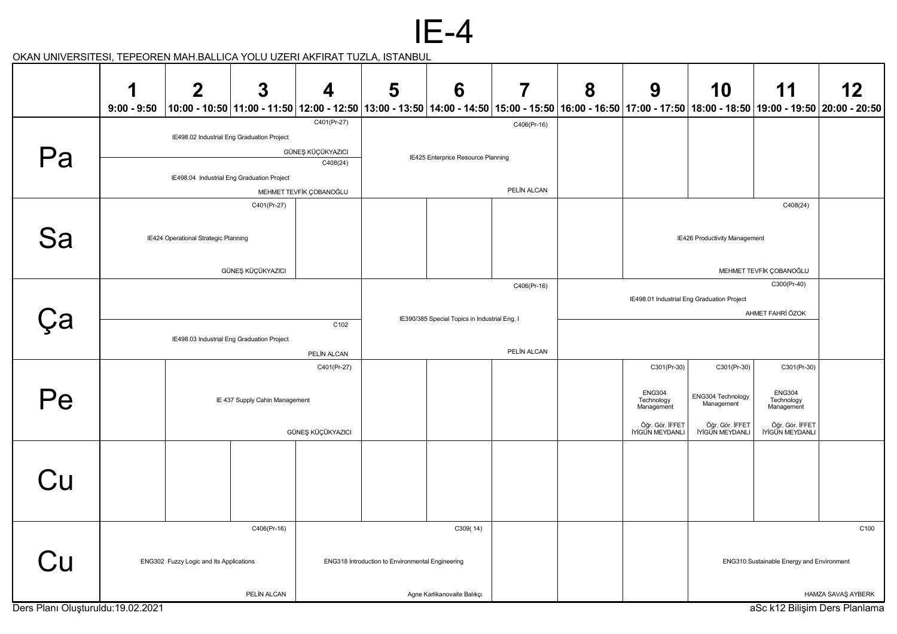# IE-4

OKAN UNIVERSITESI, TEPEOREN MAH.BALLICA YOLU UZERI AKFIRAT TUZLA, ISTANBUL

| | 1<br>9:00 - 9:50 | 2<br>10:00 - 10:50 | 3<br>11:00 - 11:50 | 4<br>12:00 - 12:50 | 5<br>13:00 - 13:50 | 6<br>14:00 - 14:50 | 7<br>15:00 - 15:50 | 8<br>16:00 - 16:50 | 9<br>17:00 - 17:50 | 10<br>18:00 - 18:50 | 11<br>19:00 - 19:50 | 12<br>20:00 - 20:50 |
|---|---|---|---|---|---|---|---|---|---|---|---|---|
| Pa | C401(Pr-27) IE498.02 Industrial Eng Graduation Project GÜNEŞ KÜÇÜKYAZICI / C408(24) IE498.04 Industrial Eng Graduation Project MEHMET TEVFİK ÇOBANOĞLU | | | | C406(Pr-16) IE425 Enterprice Resource Planning PELİN ALCAN | | | | | | | |
| Sa | C401(Pr-27) IE424 Operational Strategic Planning GÜNEŞ KÜÇÜKYAZICI | | | | | | | | C408(24) IE426 Productivity Management MEHMET TEVFİK ÇOBANOĞLU | | | |
| Ça | C102 IE498.03 Industrial Eng Graduation Project PELİN ALCAN | | | | C406(Pr-16) IE390/385 Special Topics in Industrial Eng. I PELİN ALCAN | | | C300(Pr-40) IE498.01 Industrial Eng Graduation Project AHMET FAHRİ ÖZOK | | | | |
| Pe | | C401(Pr-27) IE 437 Supply Cahin Management GÜNEŞ KÜÇÜKYAZICI | | | | | | | C301(Pr-30) ENG304 Technology Management Öğr. Gör. İFFET İYİGÜN MEYDANLI | C301(Pr-30) ENG304 Technology Management Öğr. Gör. İFFET İYİGÜN MEYDANLI | C301(Pr-30) ENG304 Technology Management Öğr. Gör. İFFET İYİGÜN MEYDANLI | |
| Cu | | | | | | | | | | | | |
| Cu | C406(Pr-16) ENG302 Fuzzy Logic and Its Applications PELİN ALCAN | | | C309( 14) ENG318 Introduction to Environmental Engineering Agne Karlikanovaite Balıkçı | | | | | | C100 ENG310 Sustainable Energy and Environment HAMZA SAVAŞ AYBERK | | |

Ders Planı Oluşturuldu:19.02.2021

aSc k12 Bilişim Ders Planlama